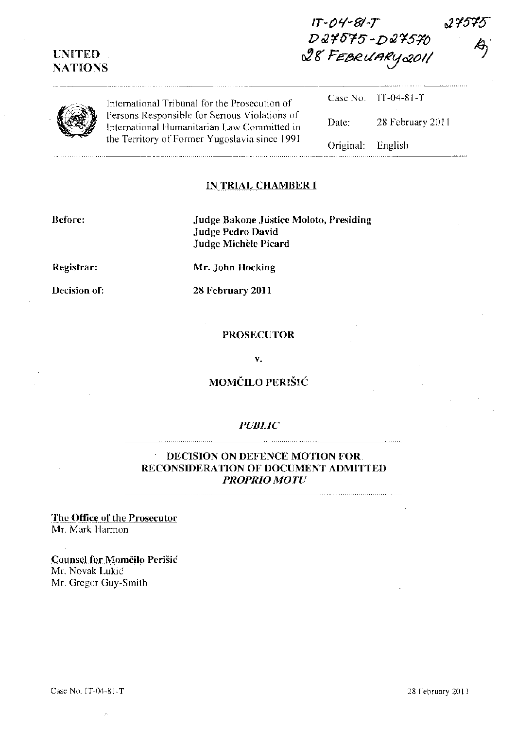IT-04-81-T
D27575-D27570
28 FEBRUARY 2011

27575

UNITED NATIONS

International Tribunal for the Prosecution of Persons Responsible for Serious Violations of International Humanitarian Law Committed in the Territory of Former Yugoslavia since 1991

| | |
|---|---|
| Case No. | IT-04-81-T |
| Date: | 28 February 2011 |
| Original: | English |

## IN TRIAL CHAMBER I

**Before:** **Judge Bakone Justice Moloto, Presiding**
**Judge Pedro David**
**Judge Michèle Picard**

**Registrar:** **Mr. John Hocking**

**Decision of:** **28 February 2011**

**PROSECUTOR**

**v.**

**MOMČILO PERIŠIĆ**

***PUBLIC***

**DECISION ON DEFENCE MOTION FOR RECONSIDERATION OF DOCUMENT ADMITTED *PROPRIO MOTU***

The Office of the Prosecutor
Mr. Mark Harmon

Counsel for Momčilo Perišić
Mr. Novak Lukić
Mr. Gregor Guy-Smith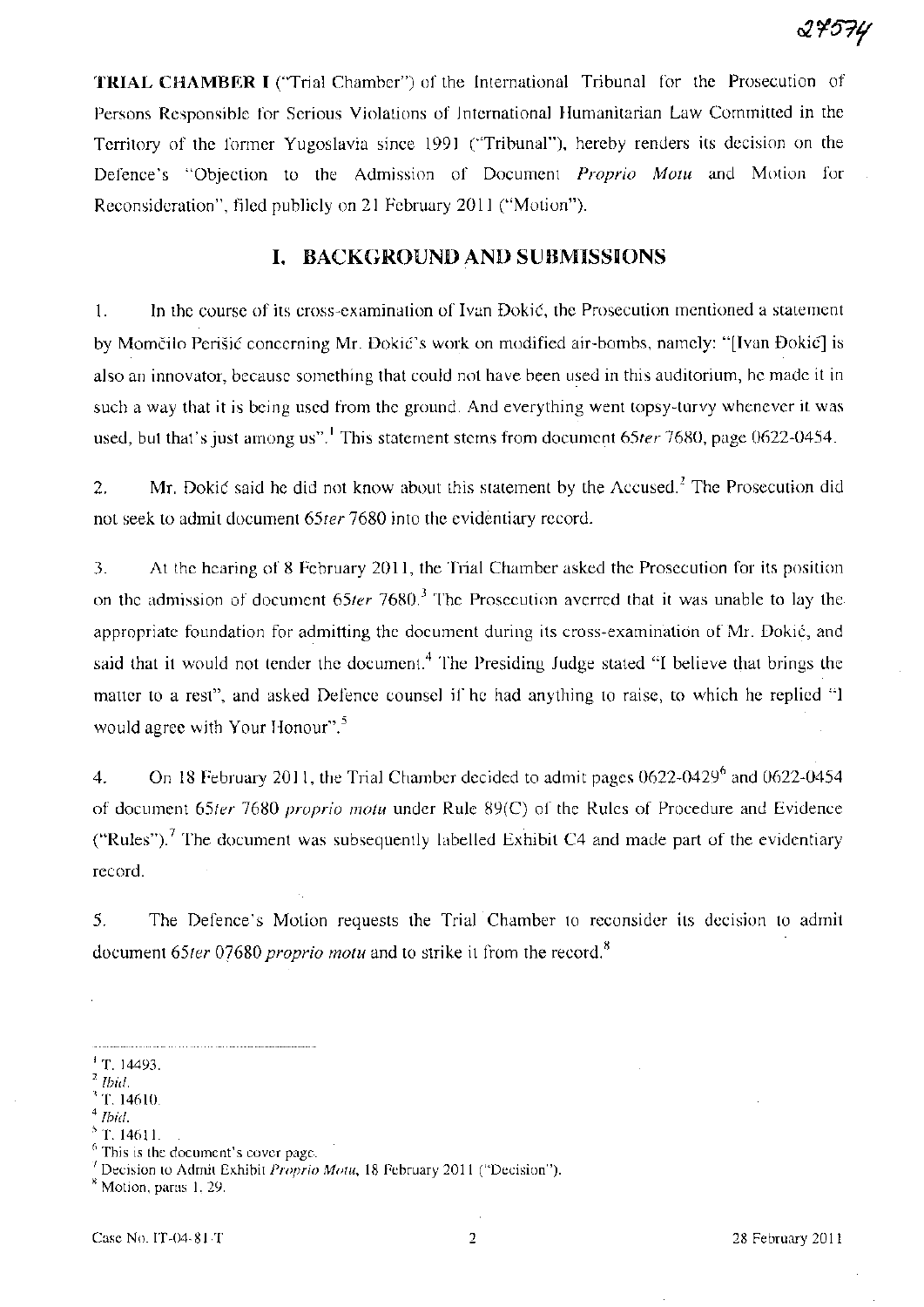**TRIAL CHAMBER I** ("Trial Chamber") of the International Tribunal for the Prosecution of Persons Responsible for Serious Violations of International Humanitarian Law Committed in the Territory of the former Yugoslavia since 1991 ("Tribunal"), hereby renders its decision on the Defence's "Objection to the Admission of Document *Proprio Motu* and Motion for Reconsideration", filed publicly on 21 February 2011 ("Motion").

## I. BACKGROUND AND SUBMISSIONS

1. In the course of its cross-examination of Ivan Đokić, the Prosecution mentioned a statement by Momčilo Perišić concerning Mr. Đokić's work on modified air-bombs, namely: "[Ivan Đokić] is also an innovator, because something that could not have been used in this auditorium, he made it in such a way that it is being used from the ground. And everything went topsy-turvy whenever it was used, but that's just among us".[1] This statement stems from document *65ter* 7680, page 0622-0454.

2. Mr. Đokić said he did not know about this statement by the Accused.[2] The Prosecution did not seek to admit document *65ter* 7680 into the evidentiary record.

3. At the hearing of 8 February 2011, the Trial Chamber asked the Prosecution for its position on the admission of document *65ter* 7680.[3] The Prosecution averred that it was unable to lay the appropriate foundation for admitting the document during its cross-examination of Mr. Đokić, and said that it would not tender the document.[4] The Presiding Judge stated "I believe that brings the matter to a rest", and asked Defence counsel if he had anything to raise, to which he replied "I would agree with Your Honour".[5]

4. On 18 February 2011, the Trial Chamber decided to admit pages 0622-0429[6] and 0622-0454 of document *65ter* 7680 *proprio motu* under Rule 89(C) of the Rules of Procedure and Evidence ("Rules").[7] The document was subsequently labelled Exhibit C4 and made part of the evidentiary record.

5. The Defence's Motion requests the Trial Chamber to reconsider its decision to admit document *65ter* 07680 *proprio motu* and to strike it from the record.[8]

---

[1] T. 14493.

[2] *Ibid.*

[3] T. 14610.

[4] *Ibid.*

[5] T. 14611.

[6] This is the document's cover page.

[7] Decision to Admit Exhibit *Proprio Motu*, 18 February 2011 ("Decision").

[8] Motion, paras 1, 29.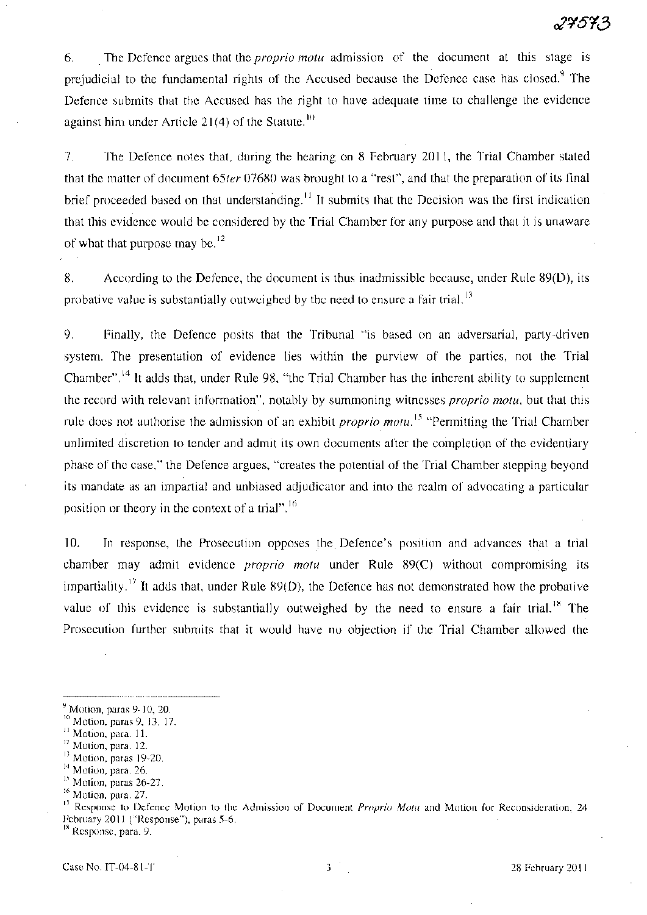6. The Defence argues that the *proprio motu* admission of the document at this stage is prejudicial to the fundamental rights of the Accused because the Defence case has closed.[9] The Defence submits that the Accused has the right to have adequate time to challenge the evidence against him under Article 21(4) of the Statute.[10]

7. The Defence notes that, during the hearing on 8 February 2011, the Trial Chamber stated that the matter of document 65*ter* 07680 was brought to a "rest", and that the preparation of its final brief proceeded based on that understanding.[11] It submits that the Decision was the first indication that this evidence would be considered by the Trial Chamber for any purpose and that it is unaware of what that purpose may be.[12]

8. According to the Defence, the document is thus inadmissible because, under Rule 89(D), its probative value is substantially outweighed by the need to ensure a fair trial.[13]

9. Finally, the Defence posits that the Tribunal "is based on an adversarial, party-driven system. The presentation of evidence lies within the purview of the parties, not the Trial Chamber".[14] It adds that, under Rule 98, "the Trial Chamber has the inherent ability to supplement the record with relevant information", notably by summoning witnesses *proprio motu*, but that this rule does not authorise the admission of an exhibit *proprio motu*.[15] "Permitting the Trial Chamber unlimited discretion to tender and admit its own documents after the completion of the evidentiary phase of the case," the Defence argues, "creates the potential of the Trial Chamber stepping beyond its mandate as an impartial and unbiased adjudicator and into the realm of advocating a particular position or theory in the context of a trial".[16]

10. In response, the Prosecution opposes the Defence's position and advances that a trial chamber may admit evidence *proprio motu* under Rule 89(C) without compromising its impartiality.[17] It adds that, under Rule 89(D), the Defence has not demonstrated how the probative value of this evidence is substantially outweighed by the need to ensure a fair trial.[18] The Prosecution further submits that it would have no objection if the Trial Chamber allowed the

---

[9] Motion, paras 9-10, 20.

[10] Motion, paras 9, 13, 17.

[11] Motion, para. 11.

[12] Motion, para. 12.

[13] Motion, paras 19-20.

[14] Motion, para. 26.

[15] Motion, paras 26-27.

[16] Motion, para. 27.

[17] Response to Defence Motion to the Admission of Document *Proprio Motu* and Motion for Reconsideration, 24 February 2011 ("Response"), paras 5-6.

[18] Response, para. 9.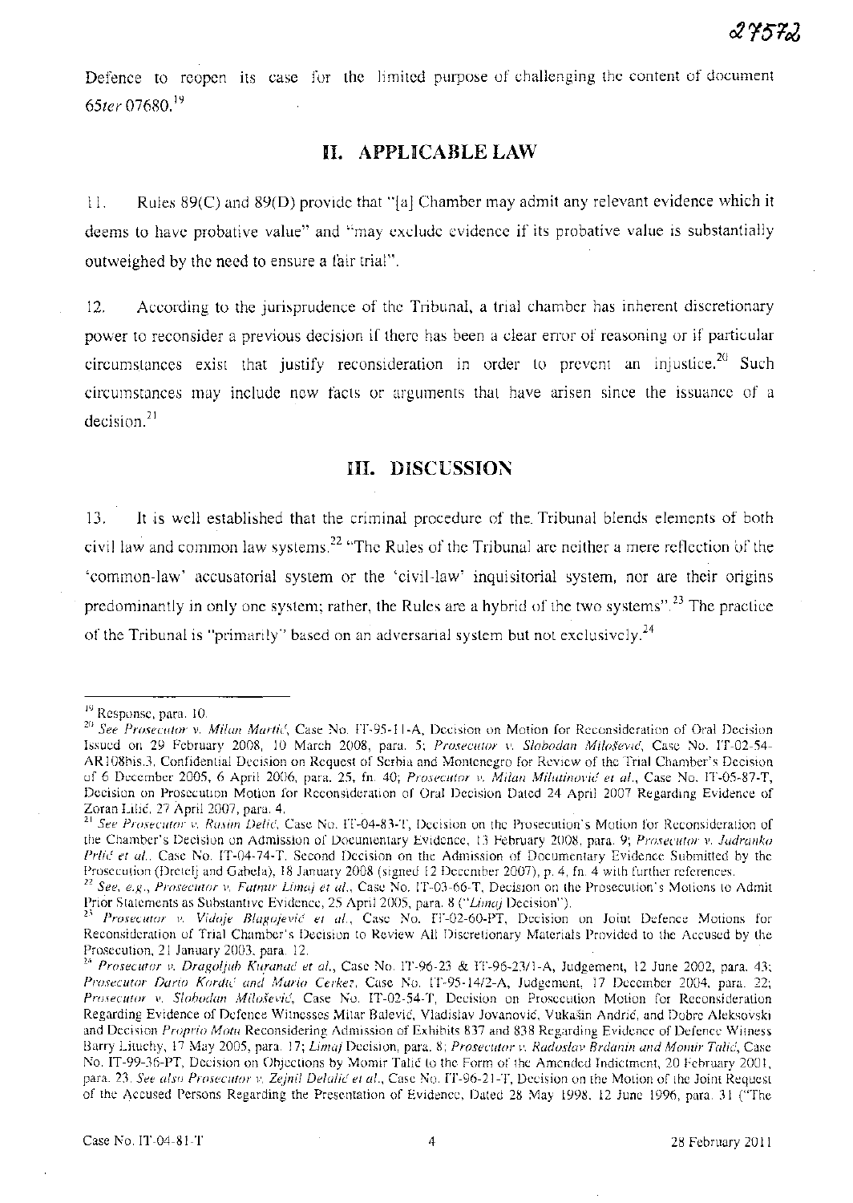Defence to reopen its case for the limited purpose of challenging the content of document 65*ter* 07680.[19]

## II. APPLICABLE LAW

11. Rules 89(C) and 89(D) provide that "[a] Chamber may admit any relevant evidence which it deems to have probative value" and "may exclude evidence if its probative value is substantially outweighed by the need to ensure a fair trial".

12. According to the jurisprudence of the Tribunal, a trial chamber has inherent discretionary power to reconsider a previous decision if there has been a clear error of reasoning or if particular circumstances exist that justify reconsideration in order to prevent an injustice.[20] Such circumstances may include new facts or arguments that have arisen since the issuance of a decision.[21]

## III. DISCUSSION

13. It is well established that the criminal procedure of the Tribunal blends elements of both civil law and common law systems.[22] "The Rules of the Tribunal are neither a mere reflection of the 'common-law' accusatorial system or the 'civil-law' inquisitorial system, nor are their origins predominantly in only one system; rather, the Rules are a hybrid of the two systems".[23] The practice of the Tribunal is "primarily" based on an adversarial system but not exclusively.[24]

---

[19] Response, para. 10.

[20] *See Prosecutor v. Milan Martić*, Case No. IT-95-11-A, Decision on Motion for Reconsideration of Oral Decision Issued on 29 February 2008, 10 March 2008, para. 5; *Prosecutor v. Slobodan Milošević*, Case No. IT-02-54-AR108bis.3, Confidential Decision on Request of Serbia and Montenegro for Review of the Trial Chamber's Decision of 6 December 2005, 6 April 2006, para. 25, fn. 40; *Prosecutor v. Milan Milutinović et al.*, Case No. IT-05-87-T, Decision on Prosecution Motion for Reconsideration of Oral Decision Dated 24 April 2007 Regarding Evidence of Zoran Lilić, 27 April 2007, para. 4.

[21] *See Prosecutor v. Rasim Delić*, Case No. IT-04-83-T, Decision on the Prosecution's Motion for Reconsideration of the Chamber's Decision on Admission of Documentary Evidence, 13 February 2008, para. 9; *Prosecutor v. Jadranko Prlić et al.*, Case No. IT-04-74-T, Second Decision on the Admission of Documentary Evidence Submitted by the Prosecution (Dretelj and Gabela), 18 January 2008 (signed 12 December 2007), p. 4, fn. 4 with further references.

[22] *See, e.g., Prosecutor v. Fatmir Limaj et al.*, Case No. IT-03-66-T, Decision on the Prosecution's Motions to Admit Prior Statements as Substantive Evidence, 25 April 2005, para. 8 ("*Limaj* Decision").

[23] *Prosecutor v. Vidoje Blagojević et al.*, Case No. IT-02-60-PT, Decision on Joint Defence Motions for Reconsideration of Trial Chamber's Decision to Review All Discretionary Materials Provided to the Accused by the Prosecution, 21 January 2003, para. 12.

[24] *Prosecutor v. Dragoljub Kunarac et al.*, Case No. IT-96-23 & IT-96-23/1-A, Judgement, 12 June 2002, para. 43; *Prosecutor Dario Kordić and Mario Čerkez*, Case No. IT-95-14/2-A, Judgement, 17 December 2004, para. 22; *Prosecutor v. Slobodan Milošević*, Case No. IT-02-54-T, Decision on Prosecution Motion for Reconsideration Regarding Evidence of Defence Witnesses Mitar Balević, Vladislav Jovanović, Vukašin Andrić, and Dobre Aleksovski and Decision *Proprio Motu* Reconsidering Admission of Exhibits 837 and 838 Regarding Evidence of Defence Witness Barry Lituchy, 17 May 2005, para. 17; *Limaj* Decision, para. 8; *Prosecutor v. Radoslav Brđanin and Momir Talić*, Case No. IT-99-36-PT, Decision on Objections by Momir Talić to the Form of the Amended Indictment, 20 February 2001, para. 23. *See also Prosecutor v. Zejnil Delalić et al.*, Case No. IT-96-21-T, Decision on the Motion of the Joint Request of the Accused Persons Regarding the Presentation of Evidence, Dated 28 May 1998, 12 June 1996, para. 31 ("The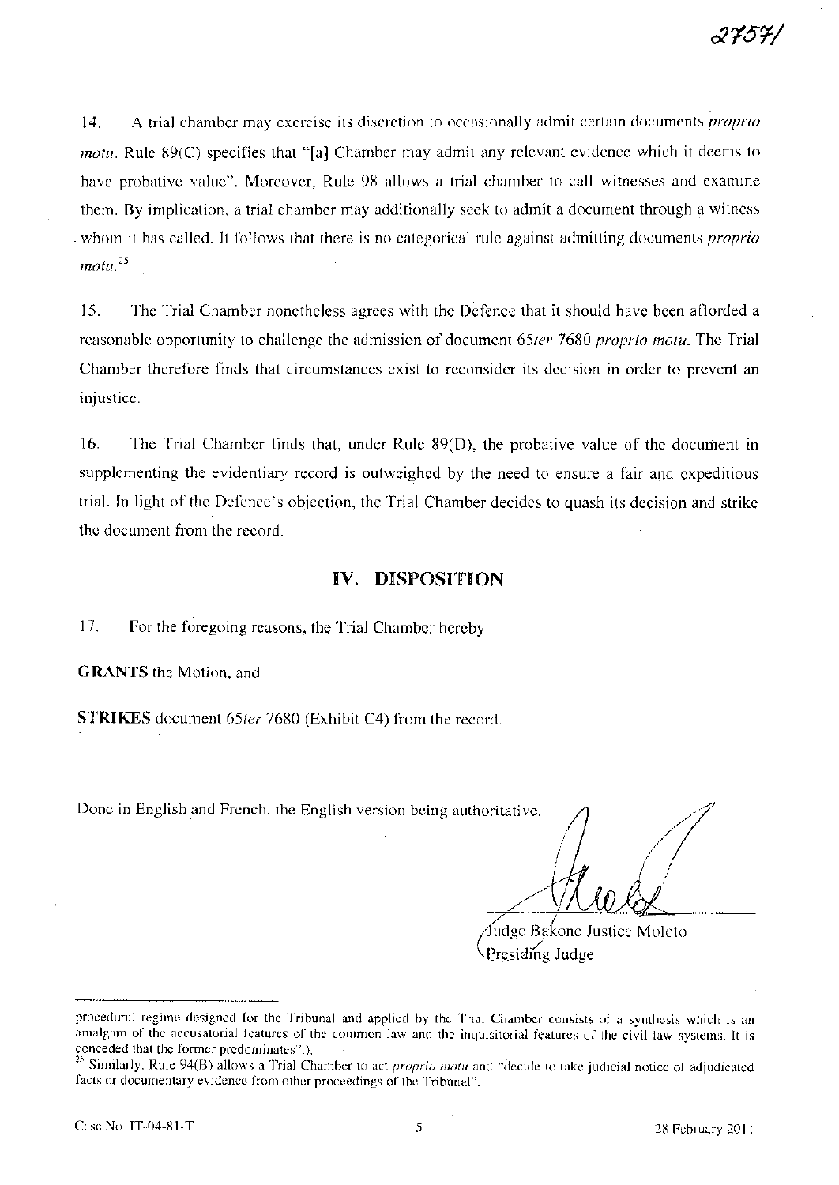14. A trial chamber may exercise its discretion to occasionally admit certain documents *proprio motu*. Rule 89(C) specifies that "[a] Chamber may admit any relevant evidence which it deems to have probative value". Moreover, Rule 98 allows a trial chamber to call witnesses and examine them. By implication, a trial chamber may additionally seek to admit a document through a witness whom it has called. It follows that there is no categorical rule against admitting documents *proprio motu*.[25]

15. The Trial Chamber nonetheless agrees with the Defence that it should have been afforded a reasonable opportunity to challenge the admission of document 65*ter* 7680 *proprio motu*. The Trial Chamber therefore finds that circumstances exist to reconsider its decision in order to prevent an injustice.

16. The Trial Chamber finds that, under Rule 89(D), the probative value of the document in supplementing the evidentiary record is outweighed by the need to ensure a fair and expeditious trial. In light of the Defence's objection, the Trial Chamber decides to quash its decision and strike the document from the record.

## IV. DISPOSITION

17. For the foregoing reasons, the Trial Chamber hereby

**GRANTS** the Motion, and

**STRIKES** document 65*ter* 7680 (Exhibit C4) from the record.

Done in English and French, the English version being authoritative.

Judge Bakone Justice Moloto
Presiding Judge

---

procedural regime designed for the Tribunal and applied by the Trial Chamber consists of a synthesis which is an amalgam of the accusatorial features of the common law and the inquisitorial features of the civil law systems. It is conceded that the former predominates".).

[25] Similarly, Rule 94(B) allows a Trial Chamber to act *proprio motu* and "decide to take judicial notice of adjudicated facts or documentary evidence from other proceedings of the Tribunal".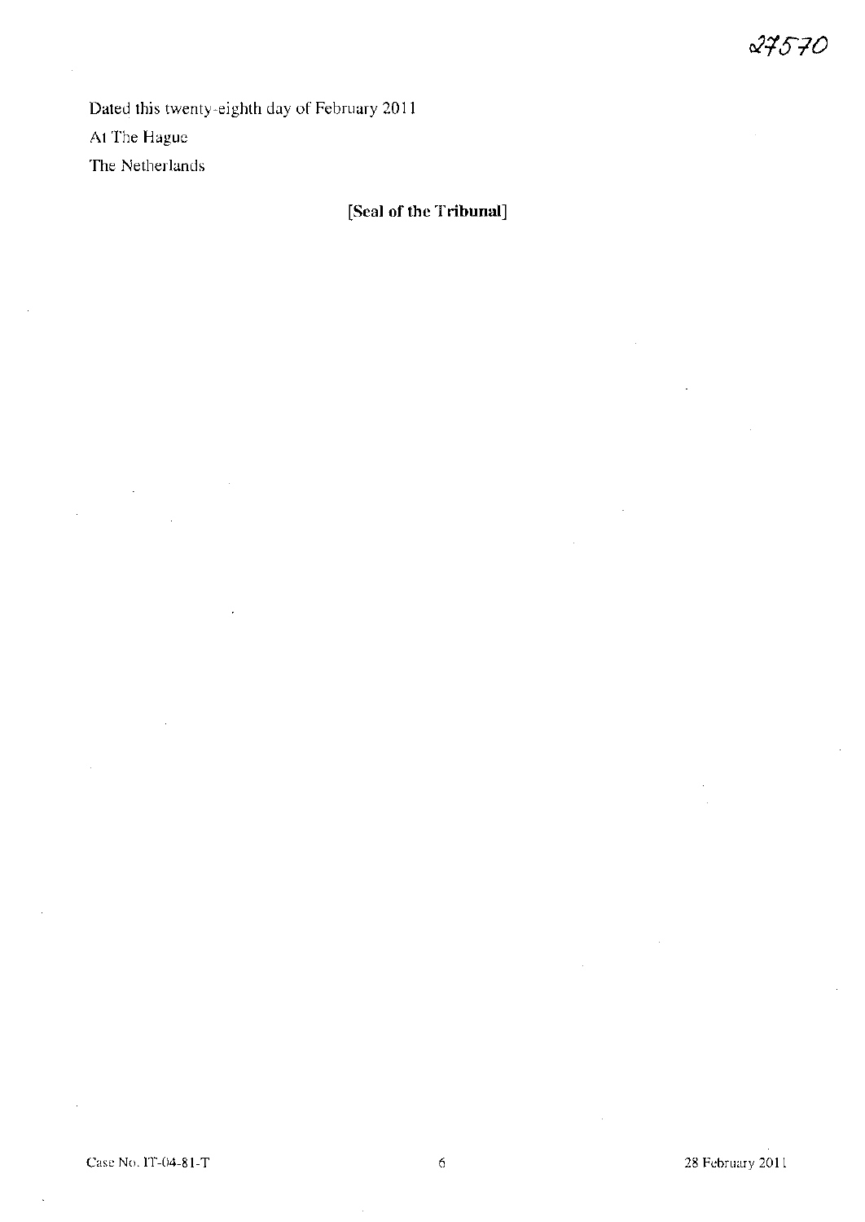Dated this twenty-eighth day of February 2011
At The Hague
The Netherlands

**[Seal of the Tribunal]**